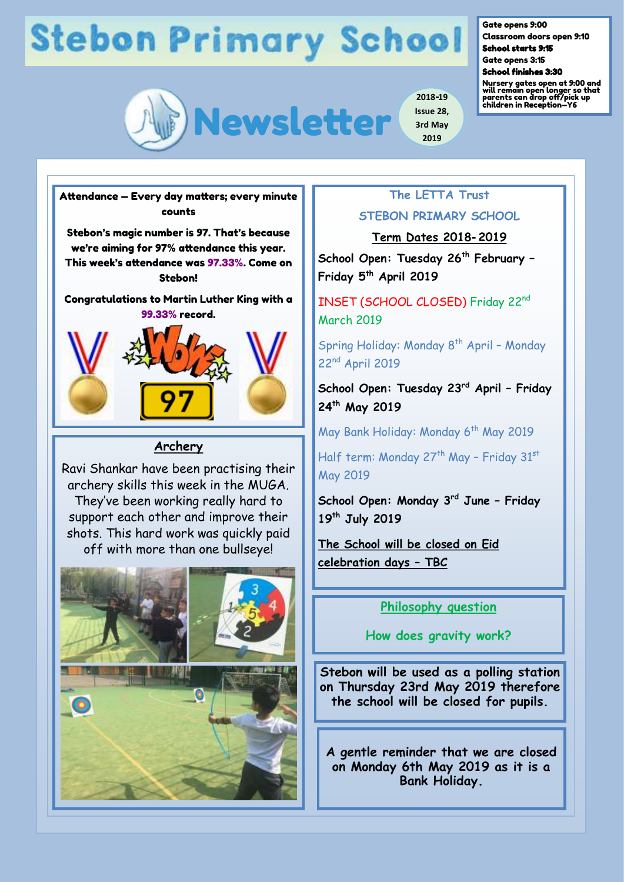# Stebon Primary School

# Newsletter

2018-19
Issue 28,
3rd May
2019

Gate opens 9:00
Classroom doors open 9:10
**School starts 9:15**
Gate opens 3:15
**School finishes 3:30**
Nursery gates open at 9:00 and will remain open longer so that parents can drop off/pick up children in Reception—Y6

**Attendance – Every day matters; every minute counts**

**Stebon's magic number is 97. That's because we're aiming for 97% attendance this year. This week's attendance was 97.33%. Come on Stebon!**

**Congratulations to Martin Luther King with a 99.33% record.**

## Archery

Ravi Shankar have been practising their archery skills this week in the MUGA. They've been working really hard to support each other and improve their shots. This hard work was quickly paid off with more than one bullseye!

The LETTA Trust

STEBON PRIMARY SCHOOL

**Term Dates 2018- 2019**

**School Open: Tuesday 26th February – Friday 5th April 2019**

INSET (SCHOOL CLOSED) Friday 22nd March 2019

Spring Holiday: Monday 8th April – Monday 22nd April 2019

**School Open: Tuesday 23rd April – Friday 24th May 2019**

May Bank Holiday: Monday 6th May 2019

Half term: Monday 27th May – Friday 31st May 2019

**School Open: Monday 3rd June – Friday 19th July 2019**

**The School will be closed on Eid celebration days – TBC**

**Philosophy question**

How does gravity work?

Stebon will be used as a polling station on Thursday 23rd May 2019 therefore the school will be closed for pupils.

A gentle reminder that we are closed on Monday 6th May 2019 as it is a Bank Holiday.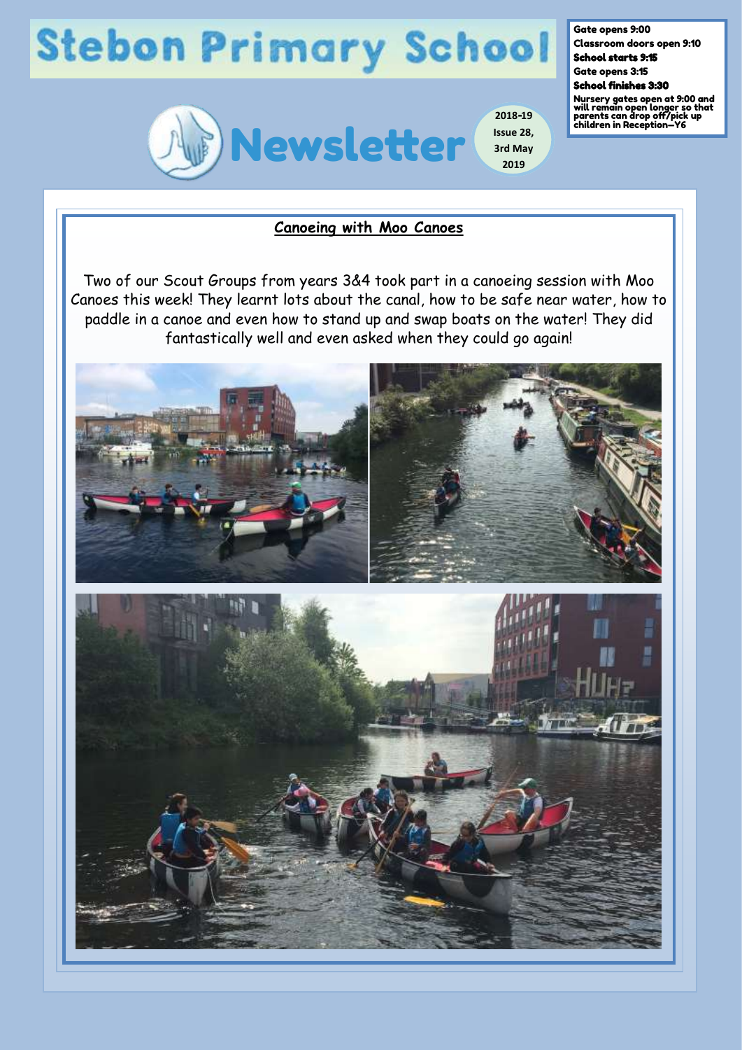# Stebon Primary School

Gate opens 9:00
Classroom doors open 9:10
**School starts 9:15**
Gate opens 3:15
**School finishes 3:30**
Nursery gates open at 9:00 and will remain open longer so that parents can drop off/pick up children in Reception—Y6

## Newsletter

2018-19
Issue 28,
3rd May
2019

### Canoeing with Moo Canoes

Two of our Scout Groups from years 3&4 took part in a canoeing session with Moo Canoes this week! They learnt lots about the canal, how to be safe near water, how to paddle in a canoe and even how to stand up and swap boats on the water! They did fantastically well and even asked when they could go again!